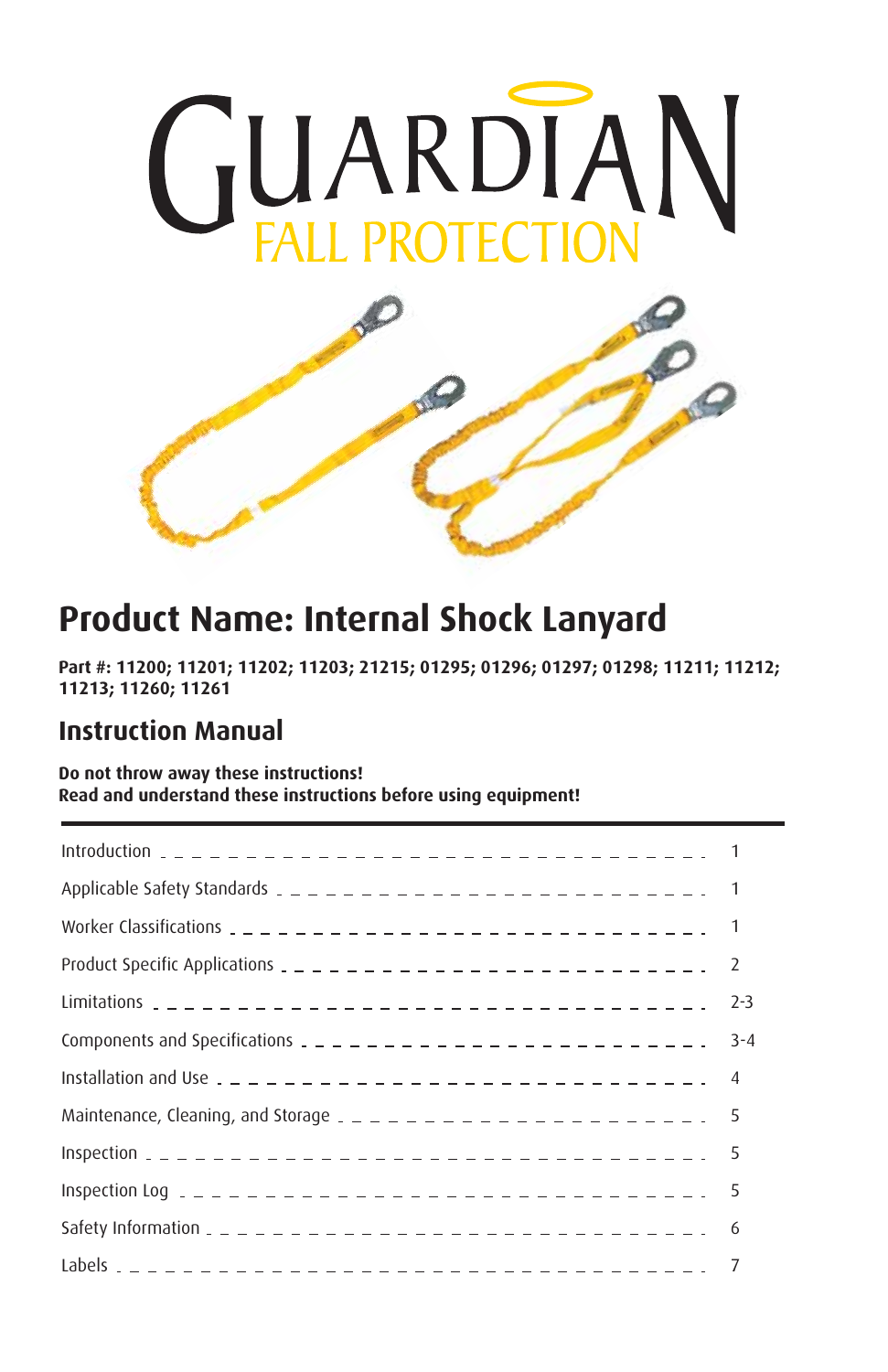# GUARDIAN FALL PROTECTION

## Product Name: Internal Shock Lanyard

**Part #: 11200; 11201; 11202; 11203; 21215; 01295; 01296; 01297; 01298; 11211; 11212; 11213; 11260; 11261**

## Instruction Manual

**Do not throw away these instructions!**
**Read and understand these instructions before using equipment!**

| | |
|---|---|
| Introduction | 1 |
| Applicable Safety Standards | 1 |
| Worker Classifications | 1 |
| Product Specific Applications | 2 |
| Limitations | 2-3 |
| Components and Specifications | 3-4 |
| Installation and Use | 4 |
| Maintenance, Cleaning, and Storage | 5 |
| Inspection | 5 |
| Inspection Log | 5 |
| Safety Information | 6 |
| Labels | 7 |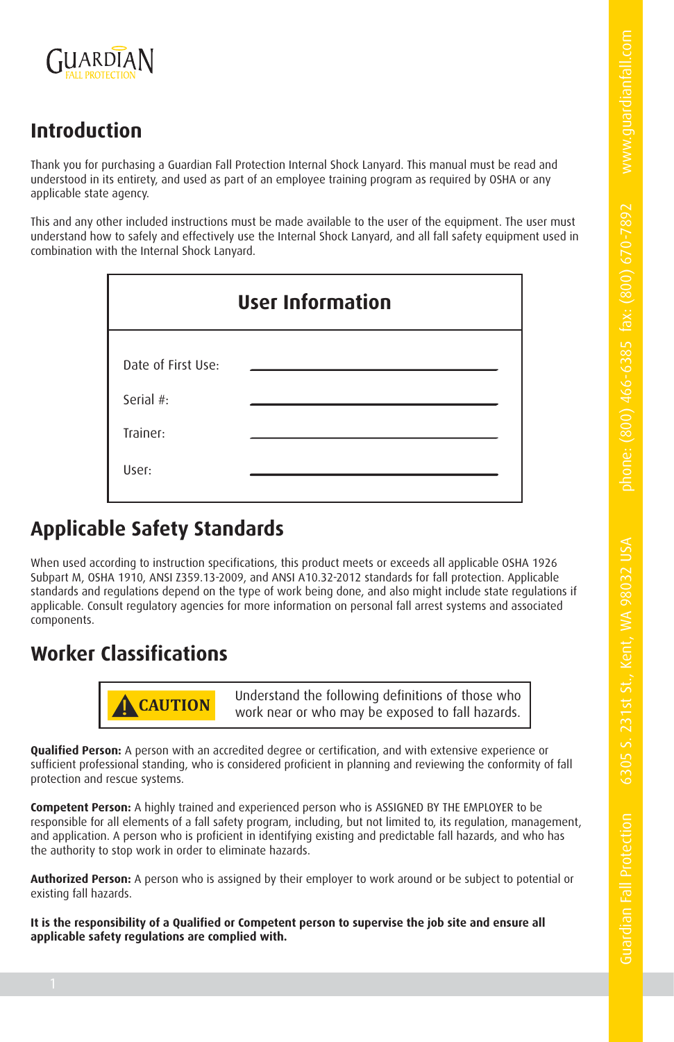# Introduction

Thank you for purchasing a Guardian Fall Protection Internal Shock Lanyard. This manual must be read and understood in its entirety, and used as part of an employee training program as required by OSHA or any applicable state agency.

This and any other included instructions must be made available to the user of the equipment. The user must understand how to safely and effectively use the Internal Shock Lanyard, and all fall safety equipment used in combination with the Internal Shock Lanyard.

| User Information | |
|---|---|
| Date of First Use: | ______________________ |
| Serial #: | ______________________ |
| Trainer: | ______________________ |
| User: | ______________________ |

## Applicable Safety Standards

When used according to instruction specifications, this product meets or exceeds all applicable OSHA 1926 Subpart M, OSHA 1910, ANSI Z359.13-2009, and ANSI A10.32-2012 standards for fall protection. Applicable standards and regulations depend on the type of work being done, and also might include state regulations if applicable. Consult regulatory agencies for more information on personal fall arrest systems and associated components.

## Worker Classifications

**CAUTION** Understand the following definitions of those who work near or who may be exposed to fall hazards.

**Qualified Person:** A person with an accredited degree or certification, and with extensive experience or sufficient professional standing, who is considered proficient in planning and reviewing the conformity of fall protection and rescue systems.

**Competent Person:** A highly trained and experienced person who is ASSIGNED BY THE EMPLOYER to be responsible for all elements of a fall safety program, including, but not limited to, its regulation, management, and application. A person who is proficient in identifying existing and predictable fall hazards, and who has the authority to stop work in order to eliminate hazards.

**Authorized Person:** A person who is assigned by their employer to work around or be subject to potential or existing fall hazards.

**It is the responsibility of a Qualified or Competent person to supervise the job site and ensure all applicable safety regulations are complied with.**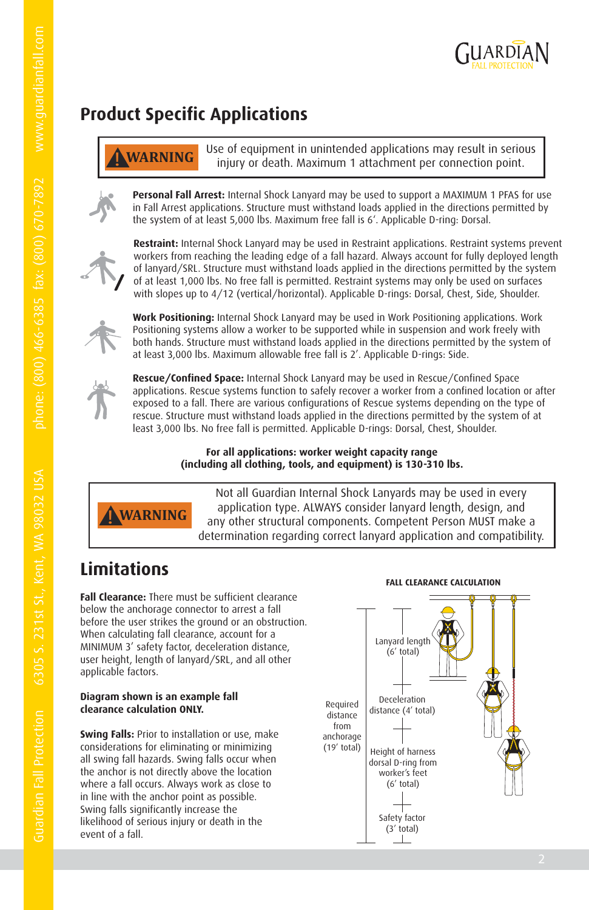## Product Specific Applications

> **⚠WARNING** Use of equipment in unintended applications may result in serious injury or death. Maximum 1 attachment per connection point.

**Personal Fall Arrest:** Internal Shock Lanyard may be used to support a MAXIMUM 1 PFAS for use in Fall Arrest applications. Structure must withstand loads applied in the directions permitted by the system of at least 5,000 lbs. Maximum free fall is 6'. Applicable D-ring: Dorsal.

**Restraint:** Internal Shock Lanyard may be used in Restraint applications. Restraint systems prevent workers from reaching the leading edge of a fall hazard. Always account for fully deployed length of lanyard/SRL. Structure must withstand loads applied in the directions permitted by the system of at least 1,000 lbs. No free fall is permitted. Restraint systems may only be used on surfaces with slopes up to 4/12 (vertical/horizontal). Applicable D-rings: Dorsal, Chest, Side, Shoulder.

**Work Positioning:** Internal Shock Lanyard may be used in Work Positioning applications. Work Positioning systems allow a worker to be supported while in suspension and work freely with both hands. Structure must withstand loads applied in the directions permitted by the system of at least 3,000 lbs. Maximum allowable free fall is 2'. Applicable D-rings: Side.

**Rescue/Confined Space:** Internal Shock Lanyard may be used in Rescue/Confined Space applications. Rescue systems function to safely recover a worker from a confined location or after exposed to a fall. There are various configurations of Rescue systems depending on the type of rescue. Structure must withstand loads applied in the directions permitted by the system of at least 3,000 lbs. No free fall is permitted. Applicable D-rings: Dorsal, Chest, Shoulder.

**For all applications: worker weight capacity range (including all clothing, tools, and equipment) is 130-310 lbs.**

> **⚠WARNING** Not all Guardian Internal Shock Lanyards may be used in every application type. ALWAYS consider lanyard length, design, and any other structural components. Competent Person MUST make a determination regarding correct lanyard application and compatibility.

## Limitations

**Fall Clearance:** There must be sufficient clearance below the anchorage connector to arrest a fall before the user strikes the ground or an obstruction. When calculating fall clearance, account for a MINIMUM 3' safety factor, deceleration distance, user height, length of lanyard/SRL, and all other applicable factors.

**Diagram shown is an example fall clearance calculation ONLY.**

**FALL CLEARANCE CALCULATION**

- Required distance from anchorage (19' total)
  - Lanyard length (6' total)
  - Deceleration distance (4' total)
  - Height of harness dorsal D-ring from worker's feet (6' total)
  - Safety factor (3' total)

**Swing Falls:** Prior to installation or use, make considerations for eliminating or minimizing all swing fall hazards. Swing falls occur when the anchor is not directly above the location where a fall occurs. Always work as close to in line with the anchor point as possible. Swing falls significantly increase the likelihood of serious injury or death in the event of a fall.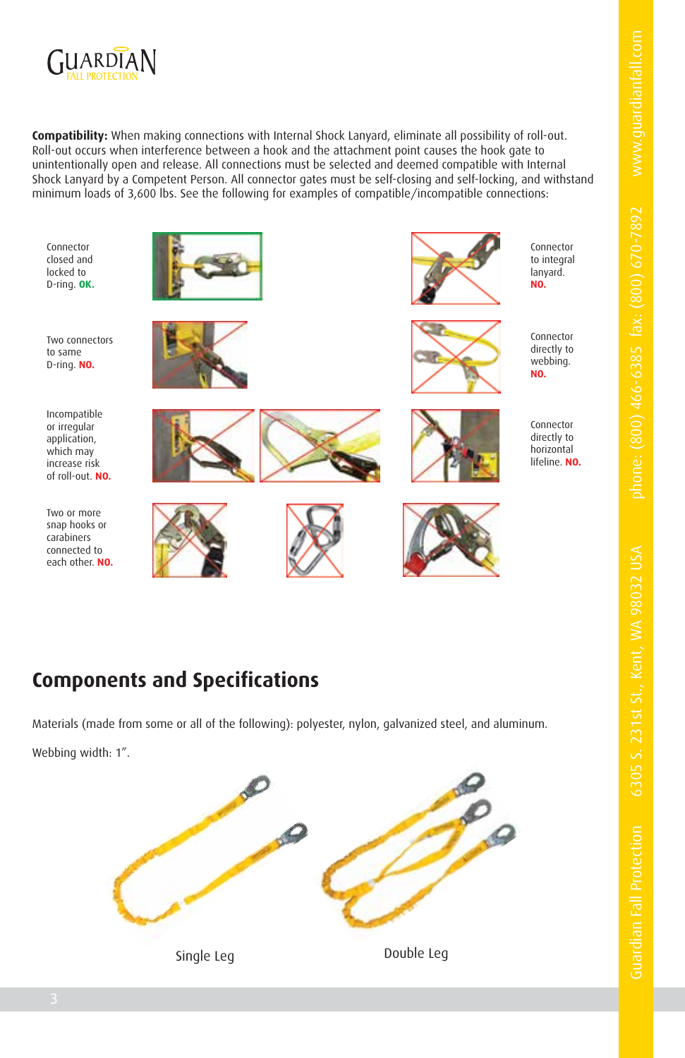**Compatibility:** When making connections with Internal Shock Lanyard, eliminate all possibility of roll-out. Roll-out occurs when interference between a hook and the attachment point causes the hook gate to unintentionally open and release. All connections must be selected and deemed compatible with Internal Shock Lanyard by a Competent Person. All connector gates must be self-closing and self-locking, and withstand minimum loads of 3,600 lbs. See the following for examples of compatible/incompatible connections:

Connector closed and locked to D-ring. **OK.**

Connector to integral lanyard. **NO.**

Two connectors to same D-ring. **NO.**

Connector directly to webbing. **NO.**

Incompatible or irregular application, which may increase risk of roll-out. **NO.**

Connector directly to horizontal lifeline. **NO.**

Two or more snap hooks or carabiners connected to each other. **NO.**

## Components and Specifications

Materials (made from some or all of the following): polyester, nylon, galvanized steel, and aluminum.

Webbing width: 1".

Single Leg

Double Leg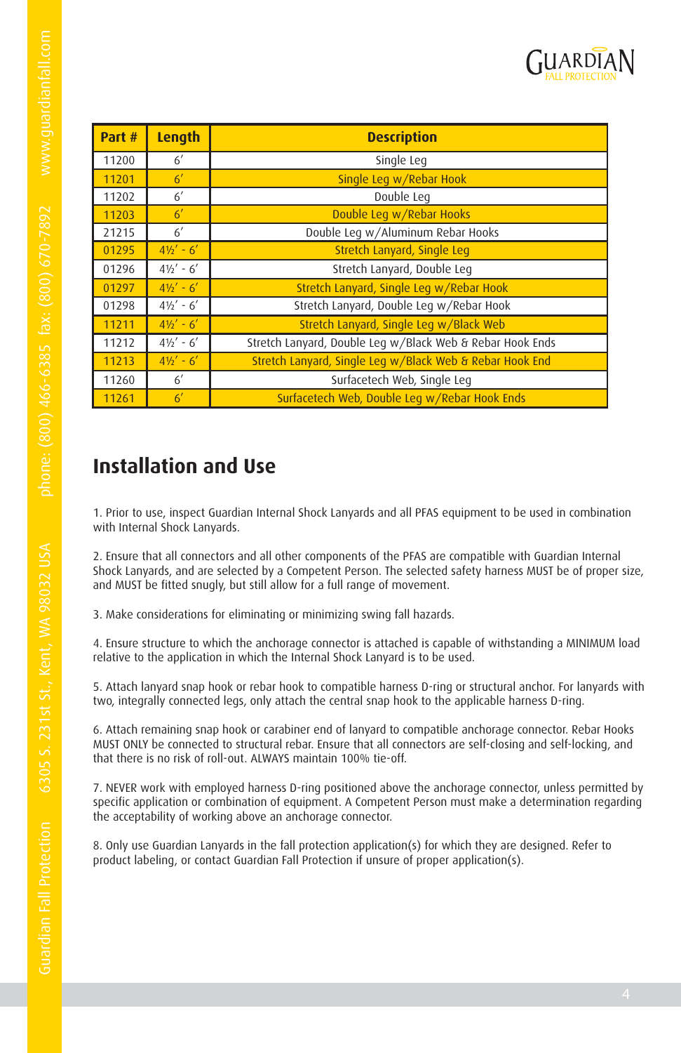| Part # | Length | Description |
| --- | --- | --- |
| 11200 | 6′ | Single Leg |
| 11201 | 6′ | Single Leg w/Rebar Hook |
| 11202 | 6′ | Double Leg |
| 11203 | 6′ | Double Leg w/Rebar Hooks |
| 21215 | 6′ | Double Leg w/Aluminum Rebar Hooks |
| 01295 | 4½′ - 6′ | Stretch Lanyard, Single Leg |
| 01296 | 4½′ - 6′ | Stretch Lanyard, Double Leg |
| 01297 | 4½′ - 6′ | Stretch Lanyard, Single Leg w/Rebar Hook |
| 01298 | 4½′ - 6′ | Stretch Lanyard, Double Leg w/Rebar Hook |
| 11211 | 4½′ - 6′ | Stretch Lanyard, Single Leg w/Black Web |
| 11212 | 4½′ - 6′ | Stretch Lanyard, Double Leg w/Black Web & Rebar Hook Ends |
| 11213 | 4½′ - 6′ | Stretch Lanyard, Single Leg w/Black Web & Rebar Hook End |
| 11260 | 6′ | Surfacetech Web, Single Leg |
| 11261 | 6′ | Surfacetech Web, Double Leg w/Rebar Hook Ends |

## Installation and Use

1. Prior to use, inspect Guardian Internal Shock Lanyards and all PFAS equipment to be used in combination with Internal Shock Lanyards.

2. Ensure that all connectors and all other components of the PFAS are compatible with Guardian Internal Shock Lanyards, and are selected by a Competent Person. The selected safety harness MUST be of proper size, and MUST be fitted snugly, but still allow for a full range of movement.

3. Make considerations for eliminating or minimizing swing fall hazards.

4. Ensure structure to which the anchorage connector is attached is capable of withstanding a MINIMUM load relative to the application in which the Internal Shock Lanyard is to be used.

5. Attach lanyard snap hook or rebar hook to compatible harness D-ring or structural anchor. For lanyards with two, integrally connected legs, only attach the central snap hook to the applicable harness D-ring.

6. Attach remaining snap hook or carabiner end of lanyard to compatible anchorage connector. Rebar Hooks MUST ONLY be connected to structural rebar. Ensure that all connectors are self-closing and self-locking, and that there is no risk of roll-out. ALWAYS maintain 100% tie-off.

7. NEVER work with employed harness D-ring positioned above the anchorage connector, unless permitted by specific application or combination of equipment. A Competent Person must make a determination regarding the acceptability of working above an anchorage connector.

8. Only use Guardian Lanyards in the fall protection application(s) for which they are designed. Refer to product labeling, or contact Guardian Fall Protection if unsure of proper application(s).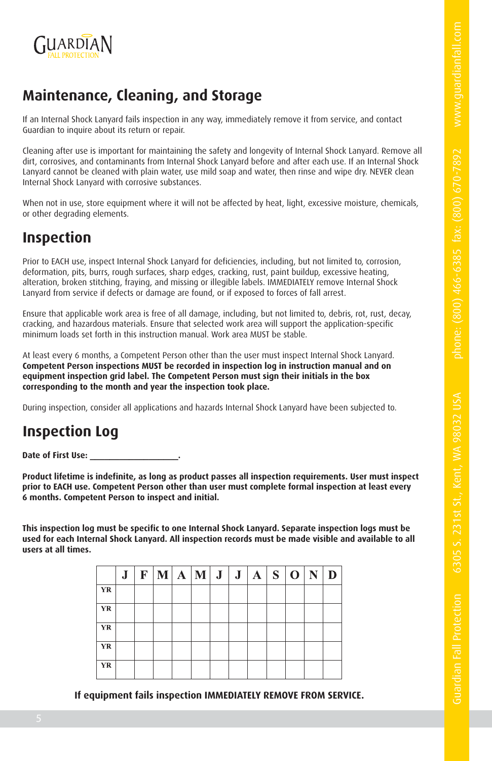## Maintenance, Cleaning, and Storage

If an Internal Shock Lanyard fails inspection in any way, immediately remove it from service, and contact Guardian to inquire about its return or repair.

Cleaning after use is important for maintaining the safety and longevity of Internal Shock Lanyard. Remove all dirt, corrosives, and contaminants from Internal Shock Lanyard before and after each use. If an Internal Shock Lanyard cannot be cleaned with plain water, use mild soap and water, then rinse and wipe dry. NEVER clean Internal Shock Lanyard with corrosive substances.

When not in use, store equipment where it will not be affected by heat, light, excessive moisture, chemicals, or other degrading elements.

## Inspection

Prior to EACH use, inspect Internal Shock Lanyard for deficiencies, including, but not limited to, corrosion, deformation, pits, burrs, rough surfaces, sharp edges, cracking, rust, paint buildup, excessive heating, alteration, broken stitching, fraying, and missing or illegible labels. IMMEDIATELY remove Internal Shock Lanyard from service if defects or damage are found, or if exposed to forces of fall arrest.

Ensure that applicable work area is free of all damage, including, but not limited to, debris, rot, rust, decay, cracking, and hazardous materials. Ensure that selected work area will support the application-specific minimum loads set forth in this instruction manual. Work area MUST be stable.

At least every 6 months, a Competent Person other than the user must inspect Internal Shock Lanyard. **Competent Person inspections MUST be recorded in inspection log in instruction manual and on equipment inspection grid label. The Competent Person must sign their initials in the box corresponding to the month and year the inspection took place.**

During inspection, consider all applications and hazards Internal Shock Lanyard have been subjected to.

## Inspection Log

**Date of First Use: ___________________.**

**Product lifetime is indefinite, as long as product passes all inspection requirements. User must inspect prior to EACH use. Competent Person other than user must complete formal inspection at least every 6 months. Competent Person to inspect and initial.**

**This inspection log must be specific to one Internal Shock Lanyard. Separate inspection logs must be used for each Internal Shock Lanyard. All inspection records must be made visible and available to all users at all times.**

| | J | F | M | A | M | J | J | A | S | O | N | D |
|---|---|---|---|---|---|---|---|---|---|---|---|---|
| YR | | | | | | | | | | | | |
| YR | | | | | | | | | | | | |
| YR | | | | | | | | | | | | |
| YR | | | | | | | | | | | | |
| YR | | | | | | | | | | | | |

**If equipment fails inspection IMMEDIATELY REMOVE FROM SERVICE.**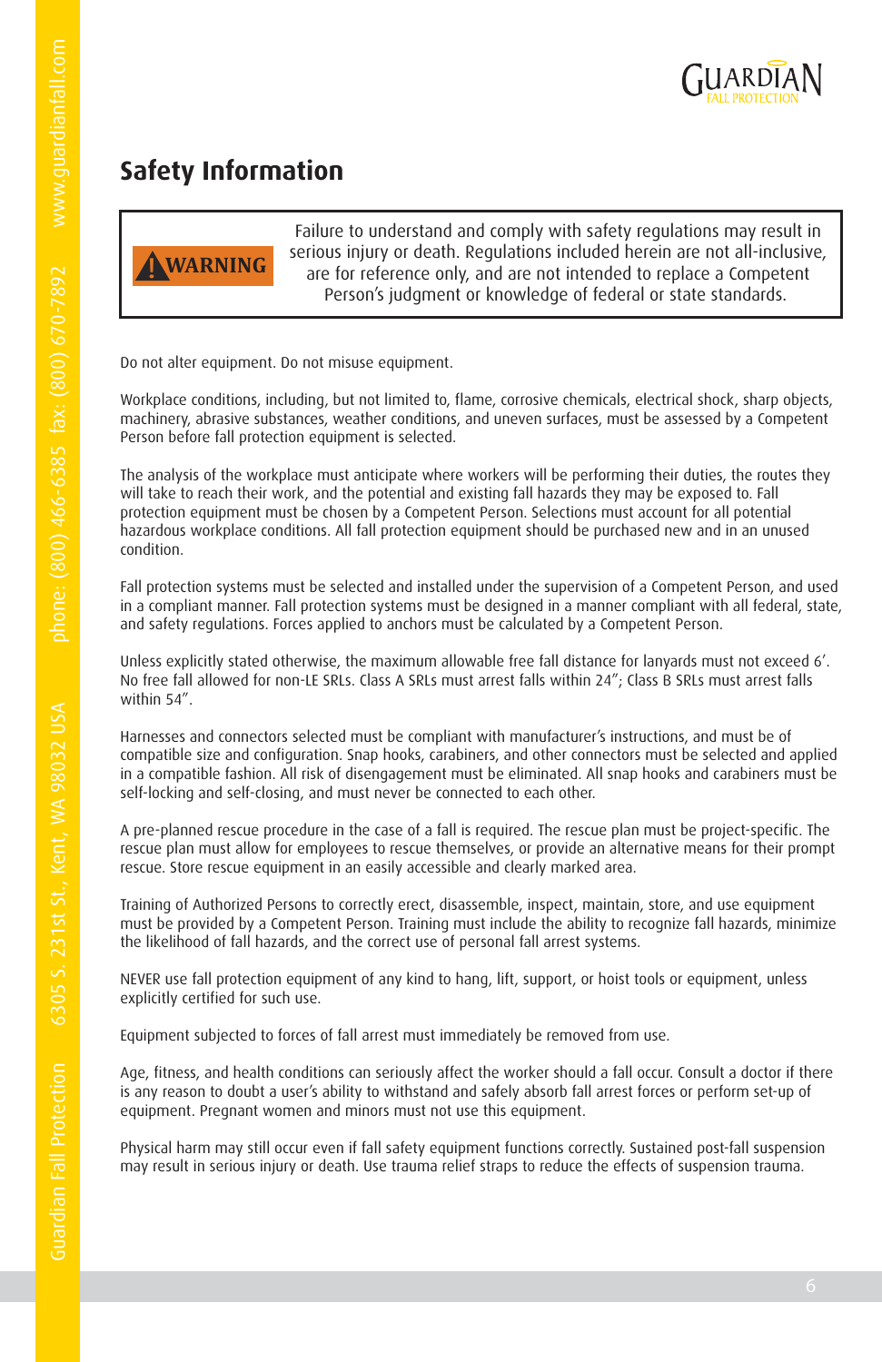## Safety Information

> **WARNING** Failure to understand and comply with safety regulations may result in serious injury or death. Regulations included herein are not all-inclusive, are for reference only, and are not intended to replace a Competent Person's judgment or knowledge of federal or state standards.

Do not alter equipment. Do not misuse equipment.

Workplace conditions, including, but not limited to, flame, corrosive chemicals, electrical shock, sharp objects, machinery, abrasive substances, weather conditions, and uneven surfaces, must be assessed by a Competent Person before fall protection equipment is selected.

The analysis of the workplace must anticipate where workers will be performing their duties, the routes they will take to reach their work, and the potential and existing fall hazards they may be exposed to. Fall protection equipment must be chosen by a Competent Person. Selections must account for all potential hazardous workplace conditions. All fall protection equipment should be purchased new and in an unused condition.

Fall protection systems must be selected and installed under the supervision of a Competent Person, and used in a compliant manner. Fall protection systems must be designed in a manner compliant with all federal, state, and safety regulations. Forces applied to anchors must be calculated by a Competent Person.

Unless explicitly stated otherwise, the maximum allowable free fall distance for lanyards must not exceed 6'. No free fall allowed for non-LE SRLs. Class A SRLs must arrest falls within 24"; Class B SRLs must arrest falls within 54".

Harnesses and connectors selected must be compliant with manufacturer's instructions, and must be of compatible size and configuration. Snap hooks, carabiners, and other connectors must be selected and applied in a compatible fashion. All risk of disengagement must be eliminated. All snap hooks and carabiners must be self-locking and self-closing, and must never be connected to each other.

A pre-planned rescue procedure in the case of a fall is required. The rescue plan must be project-specific. The rescue plan must allow for employees to rescue themselves, or provide an alternative means for their prompt rescue. Store rescue equipment in an easily accessible and clearly marked area.

Training of Authorized Persons to correctly erect, disassemble, inspect, maintain, store, and use equipment must be provided by a Competent Person. Training must include the ability to recognize fall hazards, minimize the likelihood of fall hazards, and the correct use of personal fall arrest systems.

NEVER use fall protection equipment of any kind to hang, lift, support, or hoist tools or equipment, unless explicitly certified for such use.

Equipment subjected to forces of fall arrest must immediately be removed from use.

Age, fitness, and health conditions can seriously affect the worker should a fall occur. Consult a doctor if there is any reason to doubt a user's ability to withstand and safely absorb fall arrest forces or perform set-up of equipment. Pregnant women and minors must not use this equipment.

Physical harm may still occur even if fall safety equipment functions correctly. Sustained post-fall suspension may result in serious injury or death. Use trauma relief straps to reduce the effects of suspension trauma.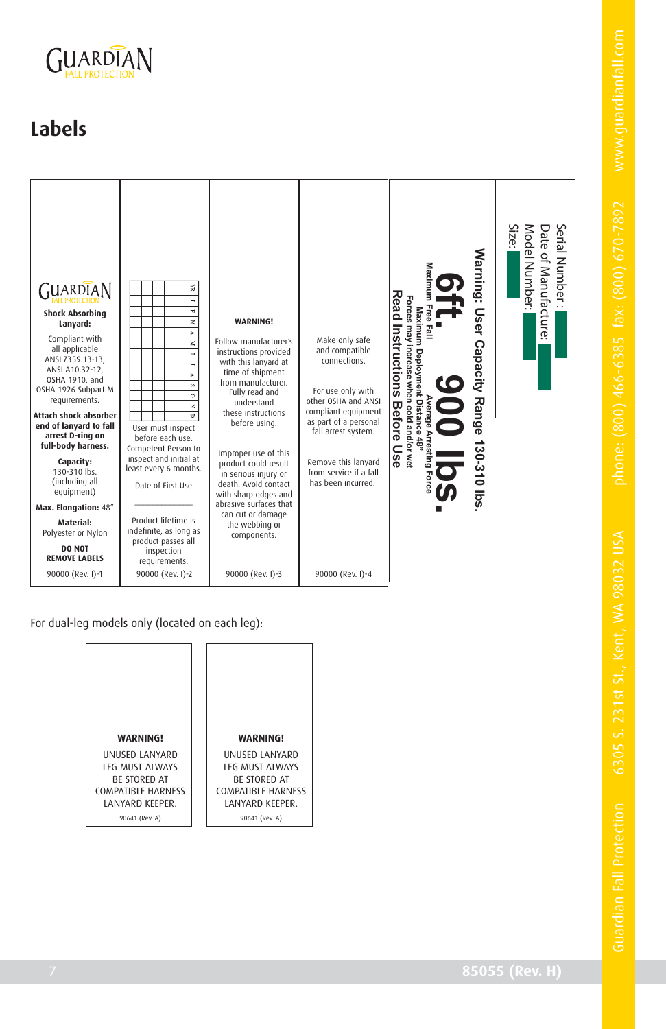# Labels

**GUARDIAN** FALL PROTECTION

**Shock Absorbing Lanyard:**

Compliant with all applicable ANSI Z359.13-13, ANSI A10.32-12, OSHA 1910, and OSHA 1926 Subpart M requirements.

**Attach shock absorber end of lanyard to fall arrest D-ring on full-body harness.**

**Capacity:** 130-310 lbs. (including all equipment)

**Max. Elongation:** 48"

**Material:** Polyester or Nylon

**DO NOT REMOVE LABELS**

90000 (Rev. I)-1

---

| YR | J | F | M | A | M | J | J | A | S | O | N | D |
|---|---|---|---|---|---|---|---|---|---|---|---|---|
| | | | | | | | | | | | | |
| | | | | | | | | | | | | |
| | | | | | | | | | | | | |
| | | | | | | | | | | | | |

User must inspect before each use. Competent Person to inspect and initial at least every 6 months.

Date of First Use

\_\_\_\_\_\_\_\_\_\_\_\_

Product lifetime is indefinite, as long as product passes all inspection requirements.

90000 (Rev. I)-2

---

**WARNING!**

Follow manufacturer's instructions provided with this lanyard at time of shipment from manufacturer. Fully read and understand these instructions before using.

Improper use of this product could result in serious injury or death. Avoid contact with sharp edges and abrasive surfaces that can cut or damage the webbing or components.

90000 (Rev. I)-3

---

Make only safe and compatible connections.

For use only with other OSHA and ANSI compliant equipment as part of a personal fall arrest system.

Remove this lanyard from service if a fall has been incurred.

90000 (Rev. I)-4

---

**Warning: User Capacity Range 130-310 lbs.**

**6ft.** Maximum Free Fall

**900 lbs.** Average Arresting Force

Maximum Deployment Distance 48"

Forces may increase when cold and/or wet

**Read Instructions Before Use**

---

Serial Number:

Date of Manufacture:

Model Number:

Size:

---

For dual-leg models only (located on each leg):

**WARNING!**

UNUSED LANYARD LEG MUST ALWAYS BE STORED AT COMPATIBLE HARNESS LANYARD KEEPER.

90641 (Rev. A)

**WARNING!**

UNUSED LANYARD LEG MUST ALWAYS BE STORED AT COMPATIBLE HARNESS LANYARD KEEPER.

90641 (Rev. A)